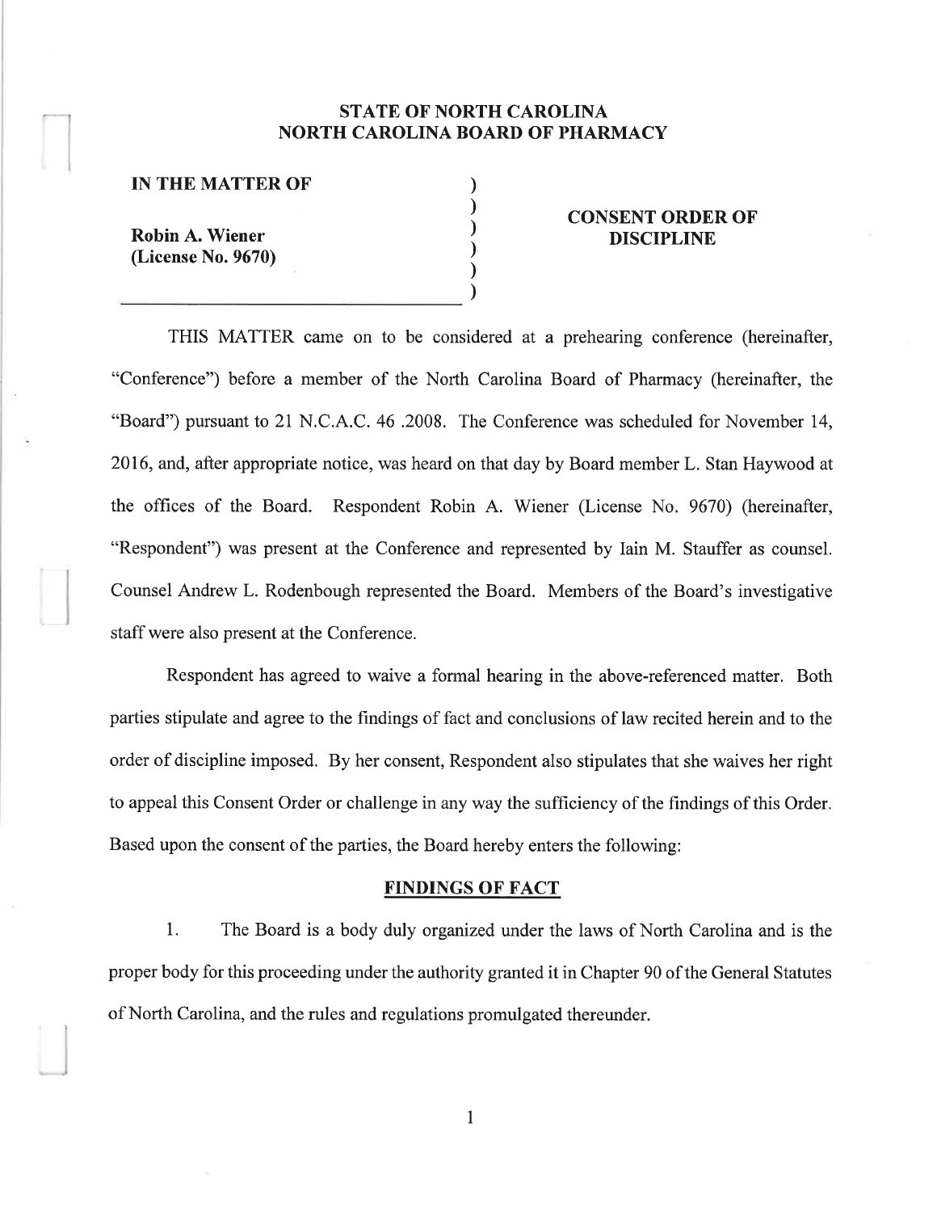**STATE OF NORTH CAROLINA**
**NORTH CAROLINA BOARD OF PHARMACY**

**IN THE MATTER OF**

**Robin A. Wiener**
**(License No. 9670)**

**CONSENT ORDER OF DISCIPLINE**

THIS MATTER came on to be considered at a prehearing conference (hereinafter, "Conference") before a member of the North Carolina Board of Pharmacy (hereinafter, the "Board") pursuant to 21 N.C.A.C. 46 .2008. The Conference was scheduled for November 14, 2016, and, after appropriate notice, was heard on that day by Board member L. Stan Haywood at the offices of the Board. Respondent Robin A. Wiener (License No. 9670) (hereinafter, "Respondent") was present at the Conference and represented by Iain M. Stauffer as counsel. Counsel Andrew L. Rodenbough represented the Board. Members of the Board's investigative staff were also present at the Conference.

Respondent has agreed to waive a formal hearing in the above-referenced matter. Both parties stipulate and agree to the findings of fact and conclusions of law recited herein and to the order of discipline imposed. By her consent, Respondent also stipulates that she waives her right to appeal this Consent Order or challenge in any way the sufficiency of the findings of this Order. Based upon the consent of the parties, the Board hereby enters the following:

## FINDINGS OF FACT

1. The Board is a body duly organized under the laws of North Carolina and is the proper body for this proceeding under the authority granted it in Chapter 90 of the General Statutes of North Carolina, and the rules and regulations promulgated thereunder.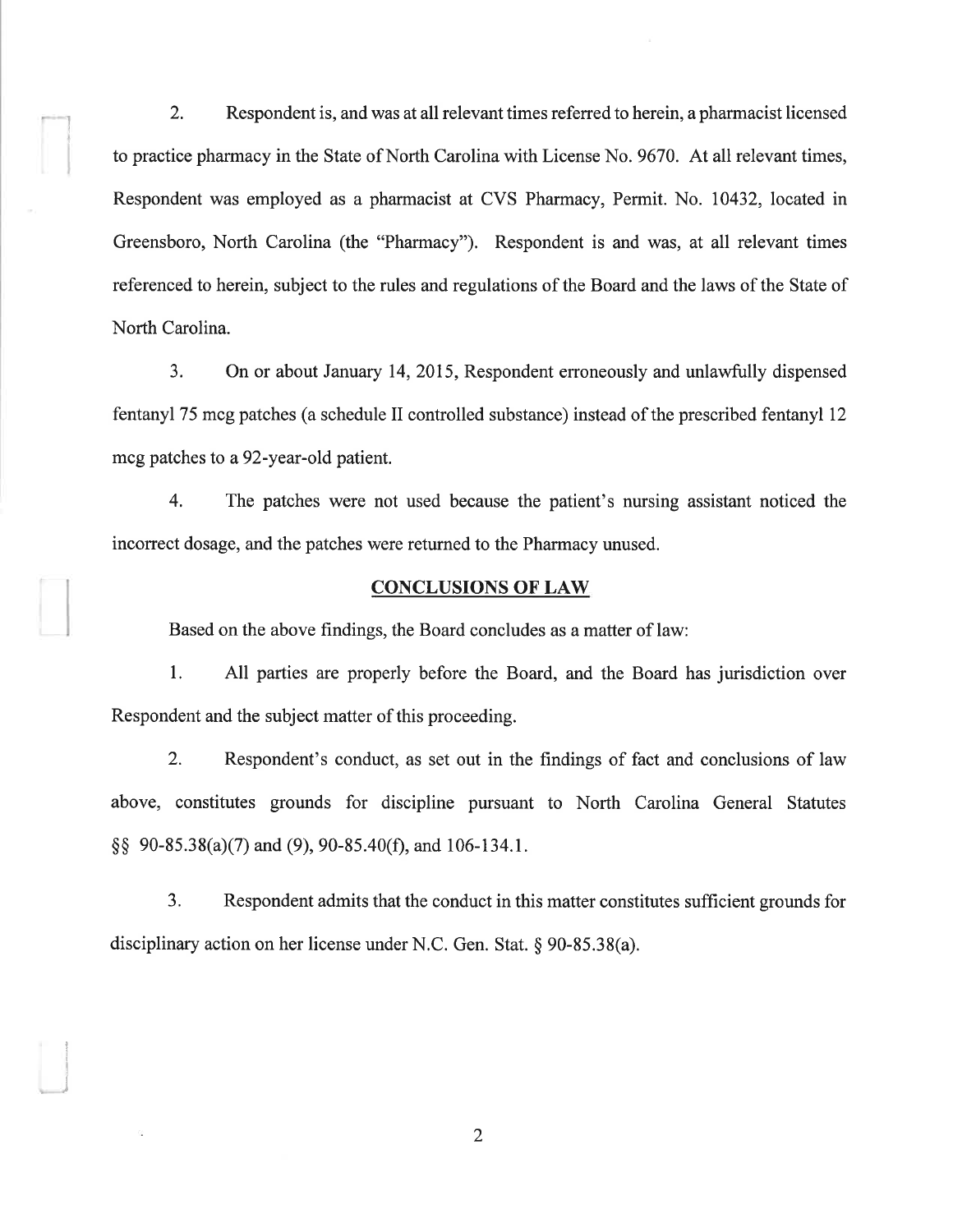2. Respondent is, and was at all relevant times referred to herein, a pharmacist licensed to practice pharmacy in the State of North Carolina with License No. 9670. At all relevant times, Respondent was employed as a pharmacist at CVS Pharmacy, Permit. No. 10432, located in Greensboro, North Carolina (the "Pharmacy"). Respondent is and was, at all relevant times referenced to herein, subject to the rules and regulations of the Board and the laws of the State of North Carolina.

3. On or about January 14, 2015, Respondent erroneously and unlawfully dispensed fentanyl 75 mcg patches (a schedule II controlled substance) instead of the prescribed fentanyl 12 mcg patches to a 92-year-old patient.

4. The patches were not used because the patient's nursing assistant noticed the incorrect dosage, and the patches were returned to the Pharmacy unused.

## CONCLUSIONS OF LAW

Based on the above findings, the Board concludes as a matter of law:

1. All parties are properly before the Board, and the Board has jurisdiction over Respondent and the subject matter of this proceeding.

2. Respondent's conduct, as set out in the findings of fact and conclusions of law above, constitutes grounds for discipline pursuant to North Carolina General Statutes §§ 90-85.38(a)(7) and (9), 90-85.40(f), and 106-134.1.

3. Respondent admits that the conduct in this matter constitutes sufficient grounds for disciplinary action on her license under N.C. Gen. Stat. § 90-85.38(a).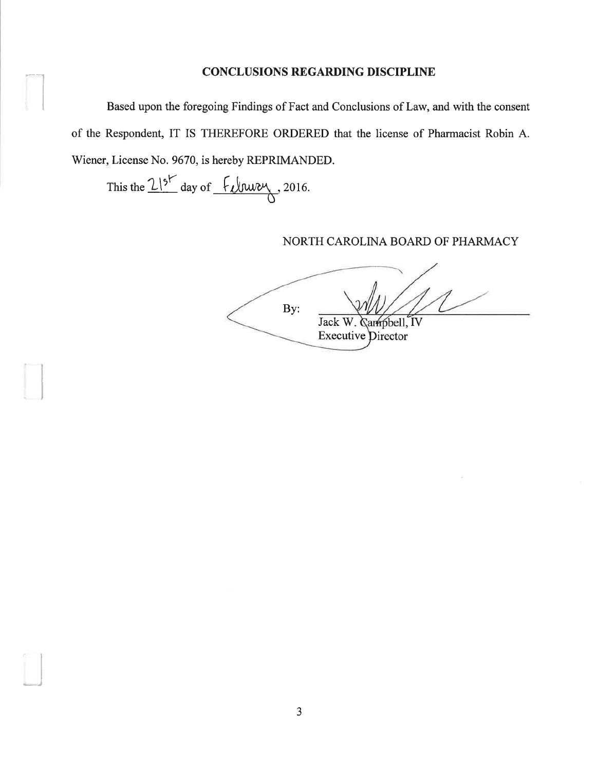## CONCLUSIONS REGARDING DISCIPLINE

Based upon the foregoing Findings of Fact and Conclusions of Law, and with the consent of the Respondent, IT IS THEREFORE ORDERED that the license of Pharmacist Robin A. Wiener, License No. 9670, is hereby REPRIMANDED.

This the 21st day of February, 2016.

NORTH CAROLINA BOARD OF PHARMACY

By: ______________________

Jack W. Campbell, IV
Executive Director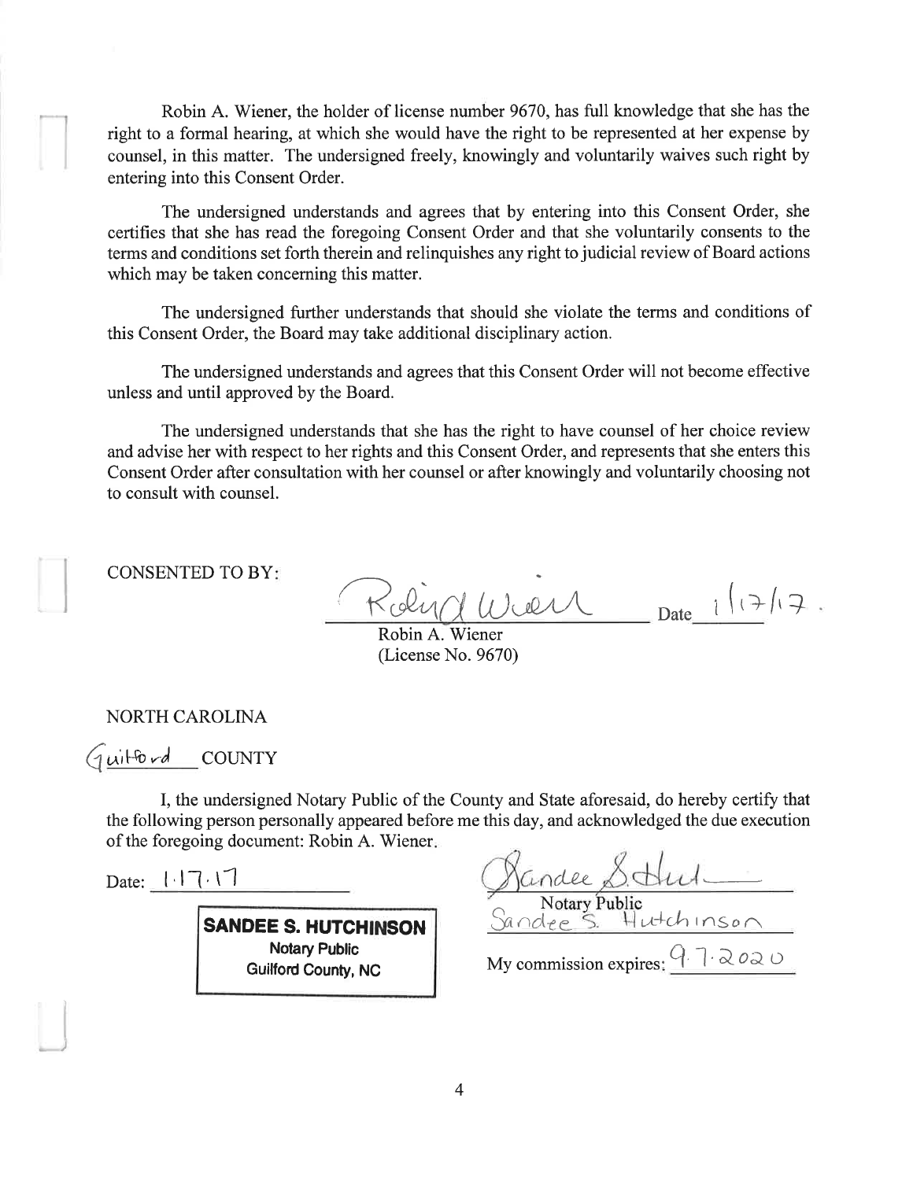Robin A. Wiener, the holder of license number 9670, has full knowledge that she has the right to a formal hearing, at which she would have the right to be represented at her expense by counsel, in this matter. The undersigned freely, knowingly and voluntarily waives such right by entering into this Consent Order.

The undersigned understands and agrees that by entering into this Consent Order, she certifies that she has read the foregoing Consent Order and that she voluntarily consents to the terms and conditions set forth therein and relinquishes any right to judicial review of Board actions which may be taken concerning this matter.

The undersigned further understands that should she violate the terms and conditions of this Consent Order, the Board may take additional disciplinary action.

The undersigned understands and agrees that this Consent Order will not become effective unless and until approved by the Board.

The undersigned understands that she has the right to have counsel of her choice review and advise her with respect to her rights and this Consent Order, and represents that she enters this Consent Order after consultation with her counsel or after knowingly and voluntarily choosing not to consult with counsel.

CONSENTED TO BY:

Robin A. Wiener
(License No. 9670)

Date 1/17/17.

NORTH CAROLINA

Guilford COUNTY

I, the undersigned Notary Public of the County and State aforesaid, do hereby certify that the following person personally appeared before me this day, and acknowledged the due execution of the foregoing document: Robin A. Wiener.

Date: 1.17.17

**SANDEE S. HUTCHINSON**
Notary Public
Guilford County, NC

Notary Public
Sandee S. Hutchinson

My commission expires: 9.7.2020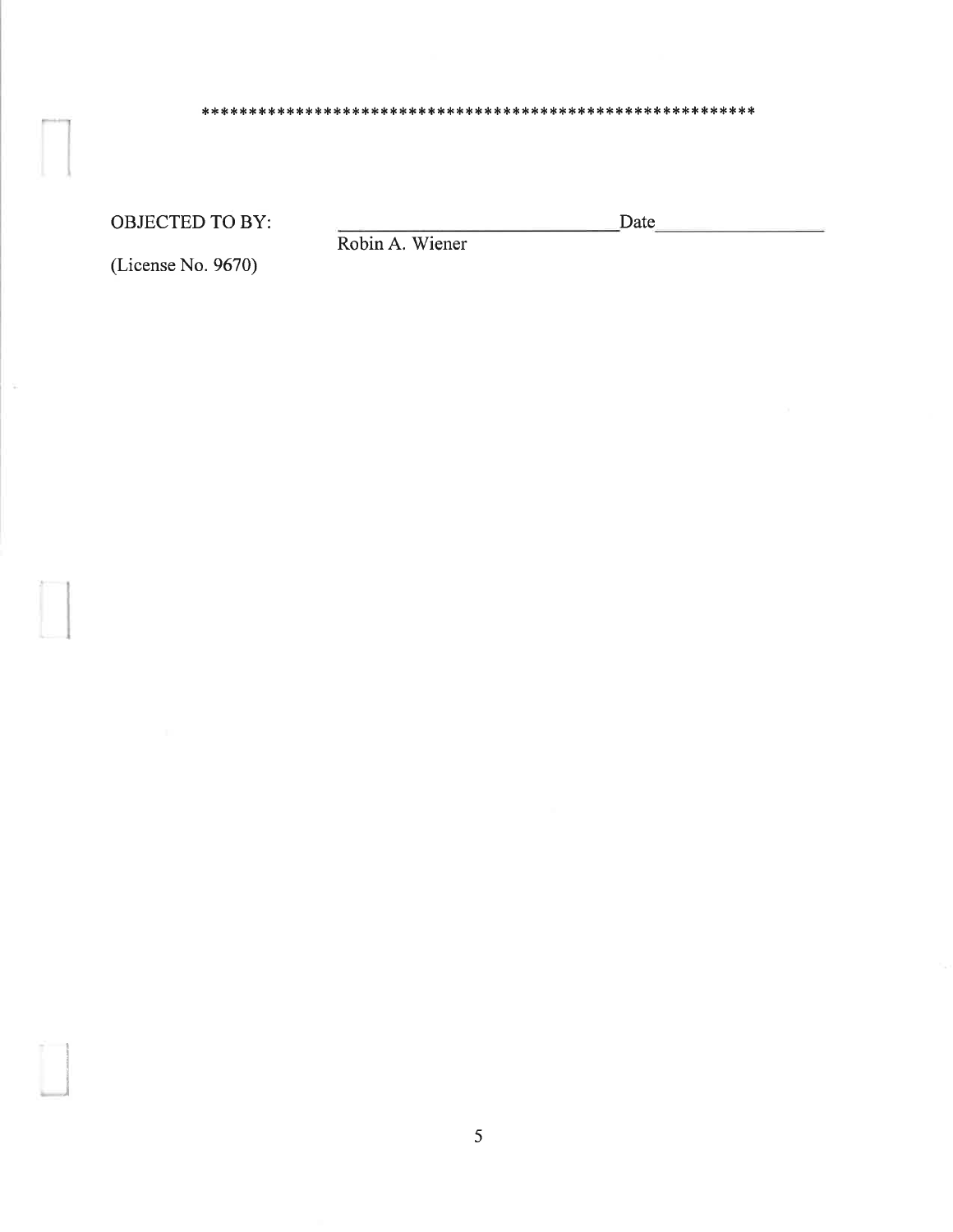************************************************************

OBJECTED TO BY: \_\_\_\_\_\_\_\_\_\_\_\_\_\_\_\_\_\_\_\_\_\_\_\_\_\_\_\_ Date \_\_\_\_\_\_\_\_\_\_\_\_\_\_\_\_\_\_

Robin A. Wiener

(License No. 9670)